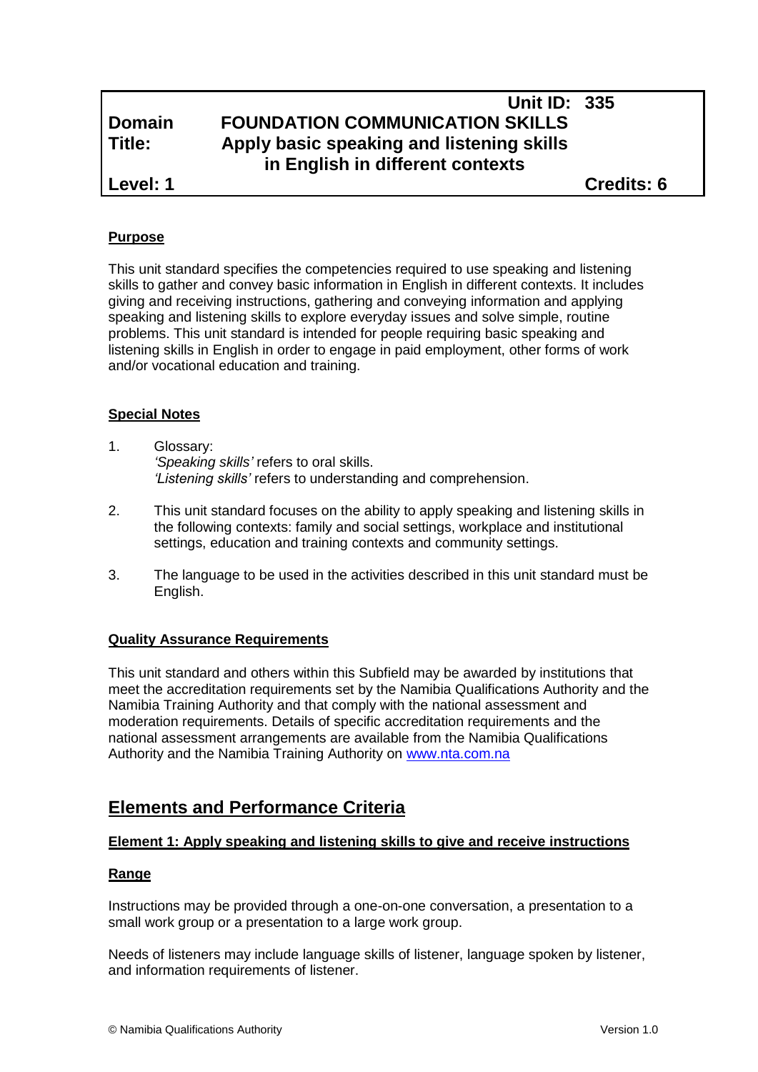| | | |
|---|---|---|
| | | **Unit ID: 335** |
| **Domain** | **FOUNDATION COMMUNICATION SKILLS** | |
| **Title:** | **Apply basic speaking and listening skills in English in different contexts** | |
| **Level: 1** | | **Credits: 6** |

**Purpose**

This unit standard specifies the competencies required to use speaking and listening skills to gather and convey basic information in English in different contexts. It includes giving and receiving instructions, gathering and conveying information and applying speaking and listening skills to explore everyday issues and solve simple, routine problems. This unit standard is intended for people requiring basic speaking and listening skills in English in order to engage in paid employment, other forms of work and/or vocational education and training.

**Special Notes**

1. Glossary:
   *'Speaking skills'* refers to oral skills.
   *'Listening skills'* refers to understanding and comprehension.

2. This unit standard focuses on the ability to apply speaking and listening skills in the following contexts: family and social settings, workplace and institutional settings, education and training contexts and community settings.

3. The language to be used in the activities described in this unit standard must be English.

**Quality Assurance Requirements**

This unit standard and others within this Subfield may be awarded by institutions that meet the accreditation requirements set by the Namibia Qualifications Authority and the Namibia Training Authority and that comply with the national assessment and moderation requirements. Details of specific accreditation requirements and the national assessment arrangements are available from the Namibia Qualifications Authority and the Namibia Training Authority on www.nta.com.na

## Elements and Performance Criteria

**Element 1: Apply speaking and listening skills to give and receive instructions**

**Range**

Instructions may be provided through a one-on-one conversation, a presentation to a small work group or a presentation to a large work group.

Needs of listeners may include language skills of listener, language spoken by listener, and information requirements of listener.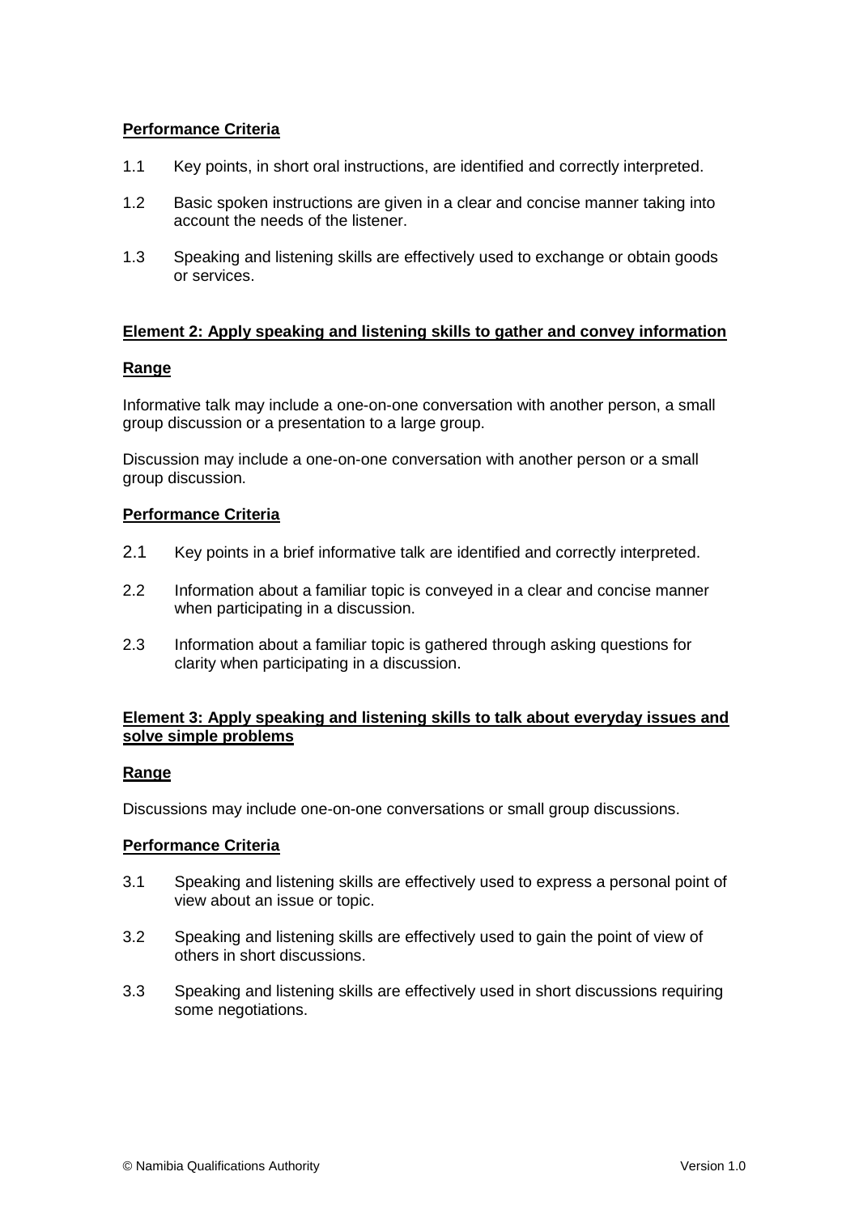**Performance Criteria**

1.1 Key points, in short oral instructions, are identified and correctly interpreted.

1.2 Basic spoken instructions are given in a clear and concise manner taking into account the needs of the listener.

1.3 Speaking and listening skills are effectively used to exchange or obtain goods or services.

**Element 2: Apply speaking and listening skills to gather and convey information**

**Range**

Informative talk may include a one-on-one conversation with another person, a small group discussion or a presentation to a large group.

Discussion may include a one-on-one conversation with another person or a small group discussion.

**Performance Criteria**

2.1 Key points in a brief informative talk are identified and correctly interpreted.

2.2 Information about a familiar topic is conveyed in a clear and concise manner when participating in a discussion.

2.3 Information about a familiar topic is gathered through asking questions for clarity when participating in a discussion.

**Element 3: Apply speaking and listening skills to talk about everyday issues and solve simple problems**

**Range**

Discussions may include one-on-one conversations or small group discussions.

**Performance Criteria**

3.1 Speaking and listening skills are effectively used to express a personal point of view about an issue or topic.

3.2 Speaking and listening skills are effectively used to gain the point of view of others in short discussions.

3.3 Speaking and listening skills are effectively used in short discussions requiring some negotiations.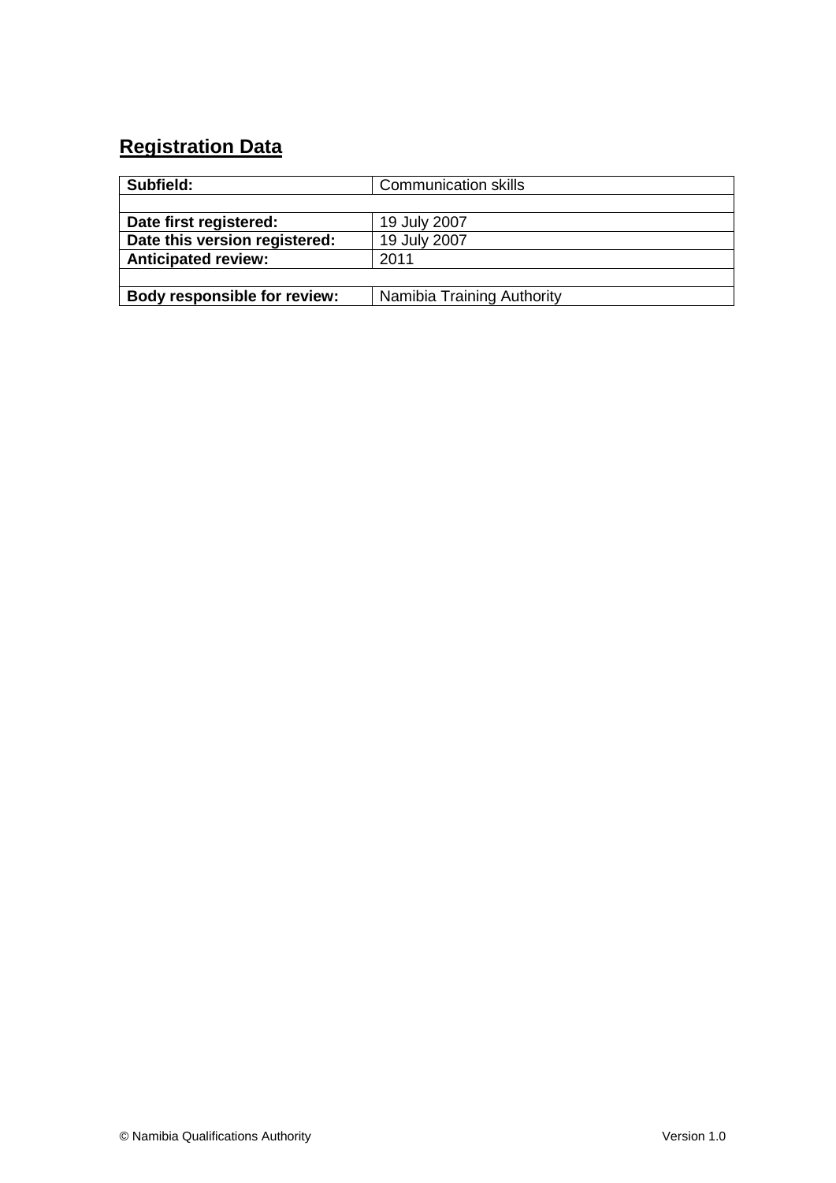## Registration Data

| | |
|---|---|
| **Subfield:** | Communication skills |
| | |
| **Date first registered:** | 19 July 2007 |
| **Date this version registered:** | 19 July 2007 |
| **Anticipated review:** | 2011 |
| | |
| **Body responsible for review:** | Namibia Training Authority |